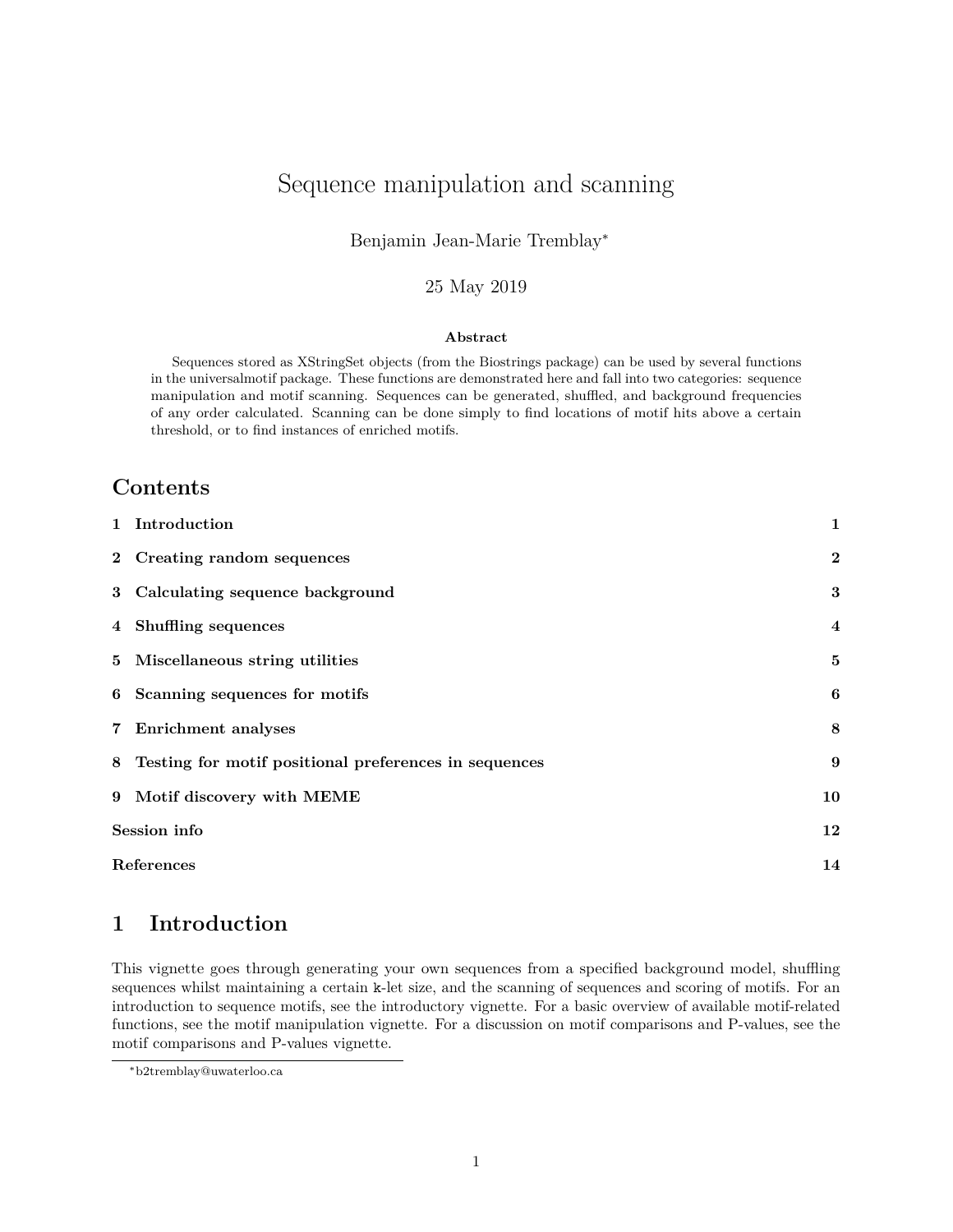# Sequence manipulation and scanning

Benjamin Jean-Marie Tremblay*

25 May 2019

**Abstract**

Sequences stored as XStringSet objects (from the Biostrings package) can be used by several functions in the universalmotif package. These functions are demonstrated here and fall into two categories: sequence manipulation and motif scanning. Sequences can be generated, shuffled, and background frequencies of any order calculated. Scanning can be done simply to find locations of motif hits above a certain threshold, or to find instances of enriched motifs.

## Contents

| | |
|---|---|
| **1 Introduction** | **1** |
| **2 Creating random sequences** | **2** |
| **3 Calculating sequence background** | **3** |
| **4 Shuffling sequences** | **4** |
| **5 Miscellaneous string utilities** | **5** |
| **6 Scanning sequences for motifs** | **6** |
| **7 Enrichment analyses** | **8** |
| **8 Testing for motif positional preferences in sequences** | **9** |
| **9 Motif discovery with MEME** | **10** |
| **Session info** | **12** |
| **References** | **14** |

## 1 Introduction

This vignette goes through generating your own sequences from a specified background model, shuffling sequences whilst maintaining a certain `k`-let size, and the scanning of sequences and scoring of motifs. For an introduction to sequence motifs, see the introductory vignette. For a basic overview of available motif-related functions, see the motif manipulation vignette. For a discussion on motif comparisons and P-values, see the motif comparisons and P-values vignette.

*b2tremblay@uwaterloo.ca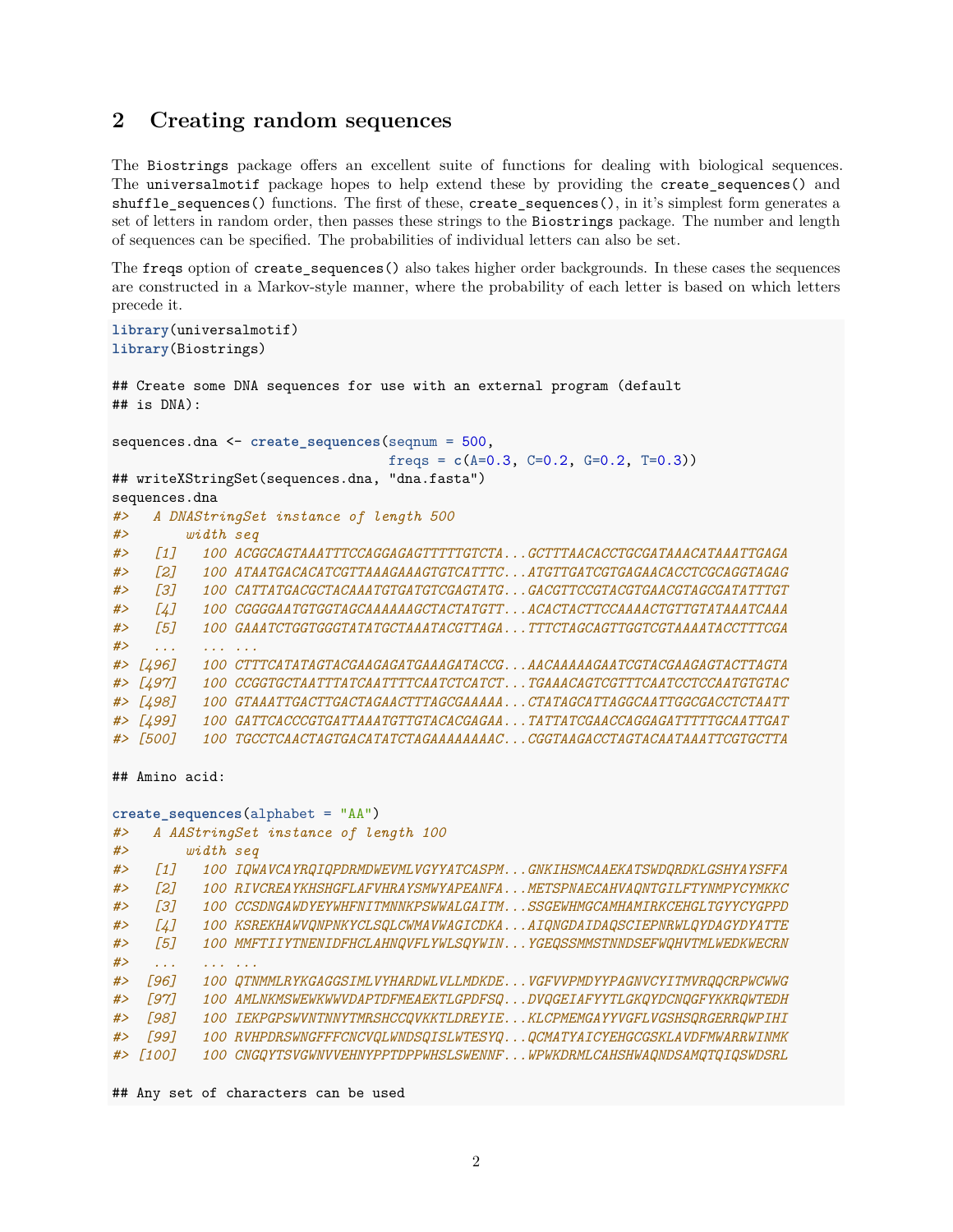## 2 Creating random sequences

The Biostrings package offers an excellent suite of functions for dealing with biological sequences. The universalmotif package hopes to help extend these by providing the create_sequences() and shuffle_sequences() functions. The first of these, create_sequences(), in it's simplest form generates a set of letters in random order, then passes these strings to the Biostrings package. The number and length of sequences can be specified. The probabilities of individual letters can also be set.

The freqs option of create_sequences() also takes higher order backgrounds. In these cases the sequences are constructed in a Markov-style manner, where the probability of each letter is based on which letters precede it.

```
library(universalmotif)
library(Biostrings)

## Create some DNA sequences for use with an external program (default
## is DNA):

sequences.dna <- create_sequences(seqnum = 500,
                                  freqs = c(A=0.3, C=0.2, G=0.2, T=0.3))
## writeXStringSet(sequences.dna, "dna.fasta")
sequences.dna
#>   A DNAStringSet instance of length 500
#>       width seq
#>   [1]   100 ACGGCAGTAAATTTCCAGGAGAGTTTTTGTCTA...GCTTTAACACCTGCGATAAACATAAATTGAGA
#>   [2]   100 ATAATGACACATCGTTAAAGAAAGTGTCATTTC...ATGTTGATCGTGAGAACACCTCGCAGGTAGAG
#>   [3]   100 CATTATGACGCTACAAATGTGATGTCGAGTATG...GACGTTCCGTACGTGAACGTAGCGATATTTGT
#>   [4]   100 CGGGGAATGTGGTAGCAAAAAAGCTACTATGTT...ACACTACTTCCAAAACTGTTGTATAAATCAAA
#>   [5]   100 GAAATCTGGTGGGTATATGCTAAATACGTTAGA...TTTCTAGCAGTTGGTCGTAAAATACCTTTCGA
#>   ...   ... ...
#> [496]   100 CTTTCATATAGTACGAAGAGATGAAAGATACCG...AACAAAAAGAATCGTACGAAGAGTACTTAGTA
#> [497]   100 CCGGTGCTAATTTATCAATTTTCAATCTCATCT...TGAAACAGTCGTTTCAATCCTCCAATGTGTAC
#> [498]   100 GTAAATTGACTTGACTAGAACTTTAGCGAAAAA...CTATAGCATTAGGCAATTGGCGACCTCTAATT
#> [499]   100 GATTCACCCGTGATTAAATGTTGTACACGAGAA...TATTATCGAACCAGGAGATTTTTGCAATTGAT
#> [500]   100 TGCCTCAACTAGTGACATATCTAGAAAAAAAAC...CGGTAAGACCTAGTACAATAAATTCGTGCTTA

## Amino acid:

create_sequences(alphabet = "AA")
#>   A AAStringSet instance of length 100
#>       width seq
#>   [1]   100 IQWAVCAYRQIQPDRMDWEVMLVGYYATCASPM...GNKIHSMCAAEKATSWDQRDKLGSHYAYSFFA
#>   [2]   100 RIVCREAYKHSHGFLAFVHRAYSMWYAPEANFA...METSPNAECAHVAQNTGILFTYNMPYCYMKKC
#>   [3]   100 CCSDNGAWDYEYWHFNITMNNKPSWWALGAITM...SSGEWHMGCAMHAMIRKCEHGLTGYYCYGPPD
#>   [4]   100 KSREKHAWVQNPNKYCLSQLCWMAVWAGICDKA...AIQNGDAIDAQSCIEPNRWLQYDAGYDYATTE
#>   [5]   100 MMFTIIYTNENIDFHCLAHNQVFLYWLSQYWIN...YGEQSSMMSTNNDSEFWQHVTMLWEDKWECRN
#>   ...   ... ...
#>  [96]   100 QTNMMLRYKGAGGSIMLVYHARDWLVLLMDKDE...VGFVVPMDYYPAGNVCYITMVRQQCRPWCWWG
#>  [97]   100 AMLNKMSWEWKWWVDAPTDFMEAEKTLGPDFSQ...DVQGEIAFYYTLGKQYDCNQGFYKKRQWTEDH
#>  [98]   100 IEKPGPSWVNTNNYTMRSHCCQVKKTLDREYIE...KLCPMEMGAYYVGFLVGSHSQRGERRQWPIHI
#>  [99]   100 RVHPDRSWNGFFFCNCVQLWNDSQISLWTESYQ...QCMATYAICYEHGCGSKLAVDFMWARRWINMK
#> [100]   100 CNGQYTSVGWNVVEHNYPPTDPPWHSLSWENNF...WPWKDRMLCAHSHWAQNDSAMQTQIQSWDSRL

## Any set of characters can be used
```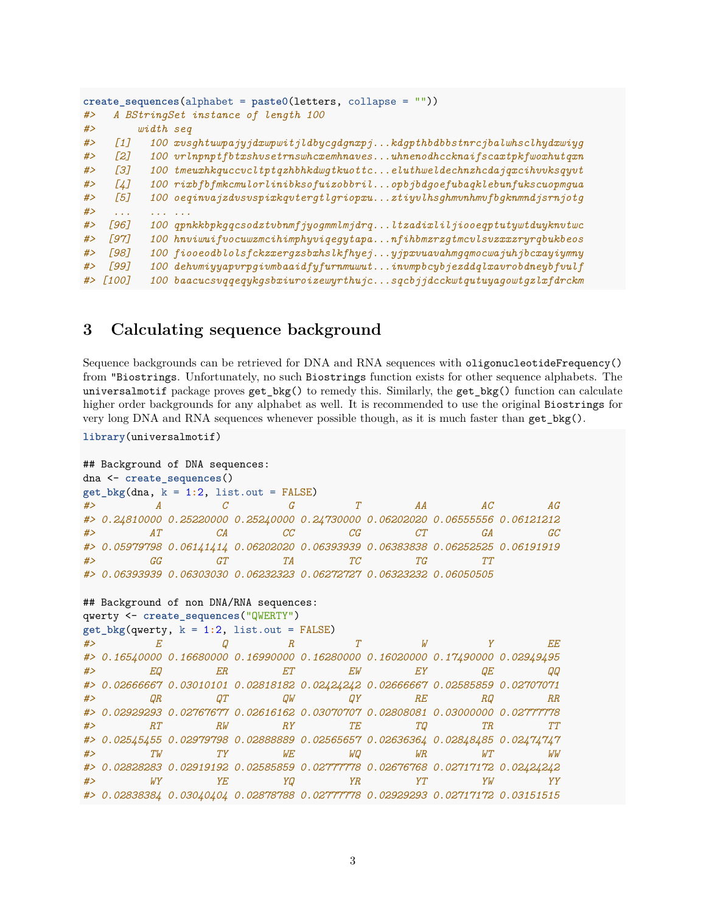```r
create_sequences(alphabet = paste0(letters, collapse = ""))
#>   A BStringSet instance of length 100
#>       width seq
#>   [1]   100 xvsghtuwpajyjdxwpwitjldbycgdgnxpj...kdgpthbdbbstnrcjbalwhsclhydxwiyg
#>   [2]   100 vrlnpnptfbtxshvsetrnswhcxemhnaves...uhnenodhccknaifscaxtpkfwoxhutqxn
#>   [3]   100 tmeuxhkqucccvcltptqzhbhkdwgtkuottc...eluthweldechnzhcdajqxcihvvksqyvt
#>   [4]   100 rixbfbfmkcmulorlinibksofuizobbril...opbjbdgoefubaqklebunfukscuopmgua
#>   [5]   100 oeqinvajzdvsvspixkqvtergtlgriopxu...ztiyvlhsghmvnhmvfbgknmndjsrnjotg
#>   ...   ... ...
#>  [96]   100 qpnkkbpkgqcsodztvbnmfjyogmmlmjdrq...ltzadixliljiooeqptutywtduyknvtwc
#>  [97]   100 hnviwuifvocuwzmcihimphyviqegytapa...nfihbmzrzgtmcvlsvzxxzryrqbukbeos
#>  [98]   100 fiooeodblolsfckzxergzsbxhslkfhyej...yjpxvuavahmgqmocwajuhjbcxayiymny
#>  [99]   100 dehumiyyapvrpgivmbaaidfyfurnmuwut...invmpbcybjezddqlxavrobdneybfvulf
#> [100]   100 baacucsvqqeqykgsbxiuroizewyrthujc...sqcbjjdcckwtqutuyagowtgzlxfdrckm
```

# 3 Calculating sequence background

Sequence backgrounds can be retrieved for DNA and RNA sequences with `oligonucleotideFrequency()` from "`Biostrings`. Unfortunately, no such `Biostrings` function exists for other sequence alphabets. The `universalmotif` package proves `get_bkg()` to remedy this. Similarly, the `get_bkg()` function can calculate higher order backgrounds for any alphabet as well. It is recommended to use the original `Biostrings` for very long DNA and RNA sequences whenever possible though, as it is much faster than `get_bkg()`.

```r
library(universalmotif)

## Background of DNA sequences:
dna <- create_sequences()
get_bkg(dna, k = 1:2, list.out = FALSE)
#>          A          C          G          T         AA         AC         AG
#> 0.24810000 0.25220000 0.25240000 0.24730000 0.06202020 0.06555556 0.06121212
#>         AT         CA         CC         CG         CT         GA         GC
#> 0.05979798 0.06141414 0.06202020 0.06393939 0.06383838 0.06252525 0.06191919
#>         GG         GT         TA         TC         TG         TT
#> 0.06393939 0.06303030 0.06232323 0.06272727 0.06323232 0.06050505

## Background of non DNA/RNA sequences:
qwerty <- create_sequences("QWERTY")
get_bkg(qwerty, k = 1:2, list.out = FALSE)
#>          E          Q          R          T          W          Y         EE
#> 0.16540000 0.16680000 0.16990000 0.16280000 0.16020000 0.17490000 0.02949495
#>         EQ         ER         ET         EW         EY         QE         QQ
#> 0.02666667 0.03010101 0.02818182 0.02424242 0.02666667 0.02585859 0.02707071
#>         QR         QT         QW         QY         RE         RQ         RR
#> 0.02929293 0.02767677 0.02616162 0.03070707 0.02808081 0.03000000 0.02777778
#>         RT         RW         RY         TE         TQ         TR         TT
#> 0.02545455 0.02979798 0.02888889 0.02565657 0.02636364 0.02848485 0.02474747
#>         TW         TY         WE         WQ         WR         WT         WW
#> 0.02828283 0.02919192 0.02585859 0.02777778 0.02676768 0.02717172 0.02424242
#>         WY         YE         YQ         YR         YT         YW         YY
#> 0.02838384 0.03040404 0.02878788 0.02777778 0.02929293 0.02717172 0.03151515
```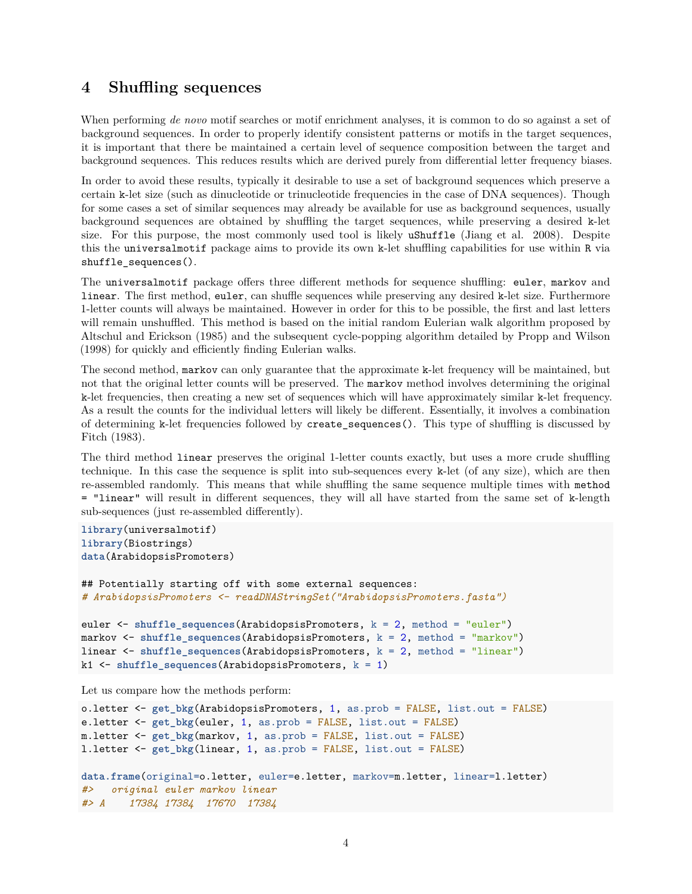# 4 Shuffling sequences

When performing *de novo* motif searches or motif enrichment analyses, it is common to do so against a set of background sequences. In order to properly identify consistent patterns or motifs in the target sequences, it is important that there be maintained a certain level of sequence composition between the target and background sequences. This reduces results which are derived purely from differential letter frequency biases.

In order to avoid these results, typically it desirable to use a set of background sequences which preserve a certain `k`-let size (such as dinucleotide or trinucleotide frequencies in the case of DNA sequences). Though for some cases a set of similar sequences may already be available for use as background sequences, usually background sequences are obtained by shuffling the target sequences, while preserving a desired `k`-let size. For this purpose, the most commonly used tool is likely `uShuffle` (Jiang et al. 2008). Despite this the `universalmotif` package aims to provide its own `k`-let shuffling capabilities for use within `R` via `shuffle_sequences()`.

The `universalmotif` package offers three different methods for sequence shuffling: `euler`, `markov` and `linear`. The first method, `euler`, can shuffle sequences while preserving any desired `k`-let size. Furthermore 1-letter counts will always be maintained. However in order for this to be possible, the first and last letters will remain unshuffled. This method is based on the initial random Eulerian walk algorithm proposed by Altschul and Erickson (1985) and the subsequent cycle-popping algorithm detailed by Propp and Wilson (1998) for quickly and efficiently finding Eulerian walks.

The second method, `markov` can only guarantee that the approximate `k`-let frequency will be maintained, but not that the original letter counts will be preserved. The `markov` method involves determining the original `k`-let frequencies, then creating a new set of sequences which will have approximately similar `k`-let frequency. As a result the counts for the individual letters will likely be different. Essentially, it involves a combination of determining `k`-let frequencies followed by `create_sequences()`. This type of shuffling is discussed by Fitch (1983).

The third method `linear` preserves the original 1-letter counts exactly, but uses a more crude shuffling technique. In this case the sequence is split into sub-sequences every `k`-let (of any size), which are then re-assembled randomly. This means that while shuffling the same sequence multiple times with `method = "linear"` will result in different sequences, they will all have started from the same set of `k`-length sub-sequences (just re-assembled differently).

```
library(universalmotif)
library(Biostrings)
data(ArabidopsisPromoters)

## Potentially starting off with some external sequences:
# ArabidopsisPromoters <- readDNAStringSet("ArabidopsisPromoters.fasta")

euler <- shuffle_sequences(ArabidopsisPromoters, k = 2, method = "euler")
markov <- shuffle_sequences(ArabidopsisPromoters, k = 2, method = "markov")
linear <- shuffle_sequences(ArabidopsisPromoters, k = 2, method = "linear")
k1 <- shuffle_sequences(ArabidopsisPromoters, k = 1)
```

Let us compare how the methods perform:

```
o.letter <- get_bkg(ArabidopsisPromoters, 1, as.prob = FALSE, list.out = FALSE)
e.letter <- get_bkg(euler, 1, as.prob = FALSE, list.out = FALSE)
m.letter <- get_bkg(markov, 1, as.prob = FALSE, list.out = FALSE)
l.letter <- get_bkg(linear, 1, as.prob = FALSE, list.out = FALSE)

data.frame(original=o.letter, euler=e.letter, markov=m.letter, linear=l.letter)
#>   original euler markov linear
#> A    17384 17384  17670  17384
```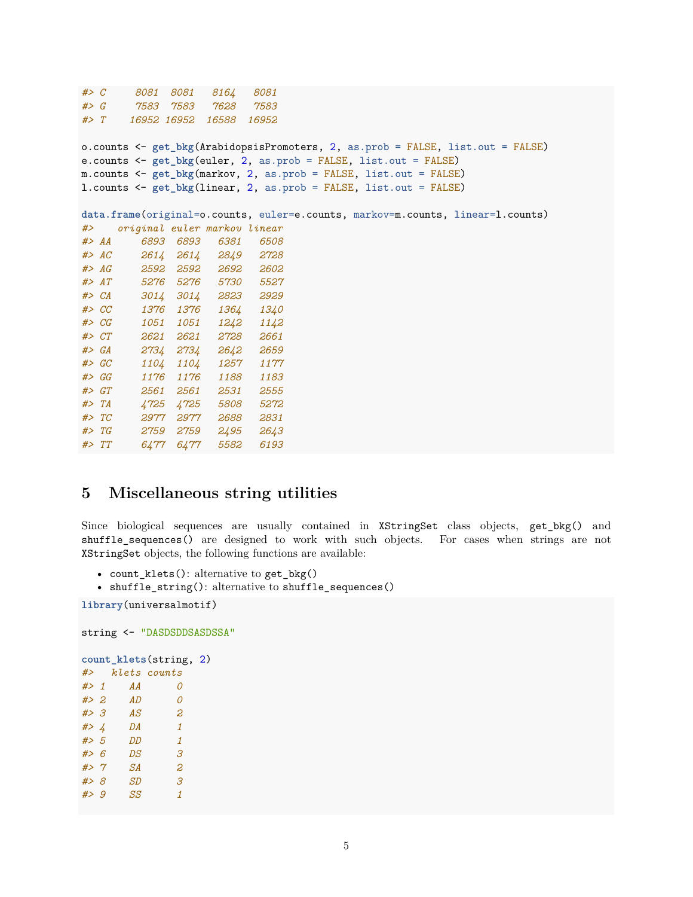```
#> C     8081  8081   8164   8081
#> G     7583  7583   7628   7583
#> T    16952 16952  16588  16952

o.counts <- get_bkg(ArabidopsisPromoters, 2, as.prob = FALSE, list.out = FALSE)
e.counts <- get_bkg(euler, 2, as.prob = FALSE, list.out = FALSE)
m.counts <- get_bkg(markov, 2, as.prob = FALSE, list.out = FALSE)
l.counts <- get_bkg(linear, 2, as.prob = FALSE, list.out = FALSE)

data.frame(original=o.counts, euler=e.counts, markov=m.counts, linear=l.counts)
#>    original euler markov linear
#> AA     6893  6893   6381   6508
#> AC     2614  2614   2849   2728
#> AG     2592  2592   2692   2602
#> AT     5276  5276   5730   5527
#> CA     3014  3014   2823   2929
#> CC     1376  1376   1364   1340
#> CG     1051  1051   1242   1142
#> CT     2621  2621   2728   2661
#> GA     2734  2734   2642   2659
#> GC     1104  1104   1257   1177
#> GG     1176  1176   1188   1183
#> GT     2561  2561   2531   2555
#> TA     4725  4725   5808   5272
#> TC     2977  2977   2688   2831
#> TG     2759  2759   2495   2643
#> TT     6477  6477   5582   6193
```

# 5 Miscellaneous string utilities

Since biological sequences are usually contained in `XStringSet` class objects, `get_bkg()` and `shuffle_sequences()` are designed to work with such objects. For cases when strings are not `XStringSet` objects, the following functions are available:

- `count_klets()`: alternative to `get_bkg()`
- `shuffle_string()`: alternative to `shuffle_sequences()`

```
library(universalmotif)

string <- "DASDSDDSASDSSA"

count_klets(string, 2)
#>   klets counts
#> 1    AA      0
#> 2    AD      0
#> 3    AS      2
#> 4    DA      1
#> 5    DD      1
#> 6    DS      3
#> 7    SA      2
#> 8    SD      3
#> 9    SS      1
```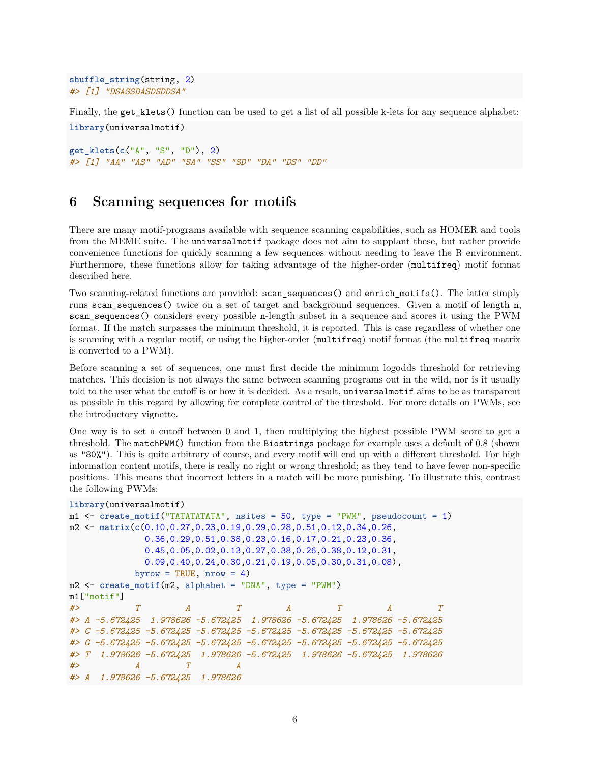```r
shuffle_string(string, 2)
#> [1] "DSASSDASDSDDSA"
```

Finally, the `get_klets()` function can be used to get a list of all possible k-lets for any sequence alphabet:

```r
library(universalmotif)

get_klets(c("A", "S", "D"), 2)
#> [1] "AA" "AS" "AD" "SA" "SS" "SD" "DA" "DS" "DD"
```

## 6 Scanning sequences for motifs

There are many motif-programs available with sequence scanning capabilities, such as HOMER and tools from the MEME suite. The `universalmotif` package does not aim to supplant these, but rather provide convenience functions for quickly scanning a few sequences without needing to leave the R environment. Furthermore, these functions allow for taking advantage of the higher-order (`multifreq`) motif format described here.

Two scanning-related functions are provided: `scan_sequences()` and `enrich_motifs()`. The latter simply runs `scan_sequences()` twice on a set of target and background sequences. Given a motif of length `n`, `scan_sequences()` considers every possible `n`-length subset in a sequence and scores it using the PWM format. If the match surpasses the minimum threshold, it is reported. This is case regardless of whether one is scanning with a regular motif, or using the higher-order (`multifreq`) motif format (the `multifreq` matrix is converted to a PWM).

Before scanning a set of sequences, one must first decide the minimum logodds threshold for retrieving matches. This decision is not always the same between scanning programs out in the wild, nor is it usually told to the user what the cutoff is or how it is decided. As a result, `universalmotif` aims to be as transparent as possible in this regard by allowing for complete control of the threshold. For more details on PWMs, see the introductory vignette.

One way is to set a cutoff between 0 and 1, then multiplying the highest possible PWM score to get a threshold. The `matchPWM()` function from the `Biostrings` package for example uses a default of 0.8 (shown as `"80%"`). This is quite arbitrary of course, and every motif will end up with a different threshold. For high information content motifs, there is really no right or wrong threshold; as they tend to have fewer non-specific positions. This means that incorrect letters in a match will be more punishing. To illustrate this, contrast the following PWMs:

```r
library(universalmotif)
m1 <- create_motif("TATATATATA", nsites = 50, type = "PWM", pseudocount = 1)
m2 <- matrix(c(0.10,0.27,0.23,0.19,0.29,0.28,0.51,0.12,0.34,0.26,
               0.36,0.29,0.51,0.38,0.23,0.16,0.17,0.21,0.23,0.36,
               0.45,0.05,0.02,0.13,0.27,0.38,0.26,0.38,0.12,0.31,
               0.09,0.40,0.24,0.30,0.21,0.19,0.05,0.30,0.31,0.08),
             byrow = TRUE, nrow = 4)
m2 <- create_motif(m2, alphabet = "DNA", type = "PWM")
m1["motif"]
#>           T         A         T         A         T         A         T
#> A -5.672425  1.978626 -5.672425  1.978626 -5.672425  1.978626 -5.672425
#> C -5.672425 -5.672425 -5.672425 -5.672425 -5.672425 -5.672425 -5.672425
#> G -5.672425 -5.672425 -5.672425 -5.672425 -5.672425 -5.672425 -5.672425
#> T  1.978626 -5.672425  1.978626 -5.672425  1.978626 -5.672425  1.978626
#>           A         T         A
#> A  1.978626 -5.672425  1.978626
```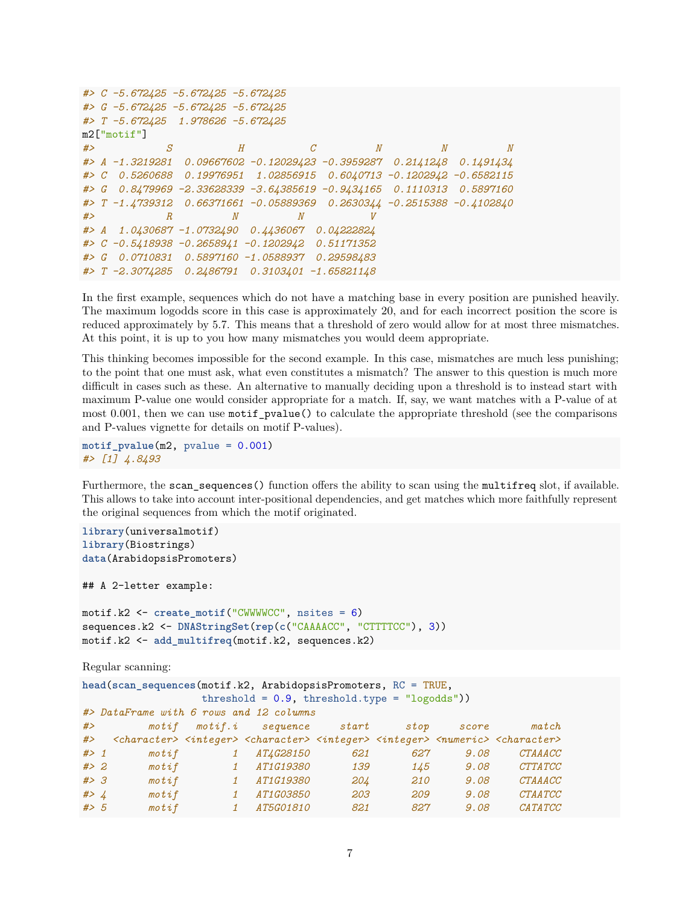```
#> C -5.672425 -5.672425 -5.672425
#> G -5.672425 -5.672425 -5.672425
#> T -5.672425  1.978626 -5.672425
m2["motif"]
#>            S           H           C          N          N          N
#> A -1.3219281  0.09667602 -0.12029423 -0.3959287  0.2141248  0.1491434
#> C  0.5260688  0.19976951  1.02856915  0.6040713 -0.1202942 -0.6582115
#> G  0.8479969 -2.33628339 -3.64385619 -0.9434165  0.1110313  0.5897160
#> T -1.4739312  0.66371661 -0.05889369  0.2630344 -0.2515388 -0.4102840
#>            R          N          N          V
#> A  1.0430687 -1.0732490  0.4436067  0.04222824
#> C -0.5418938 -0.2658941 -0.1202942  0.51171352
#> G  0.0710831  0.5897160 -1.0588937  0.29598483
#> T -2.3074285  0.2486791  0.3103401 -1.65821148
```

In the first example, sequences which do not have a matching base in every position are punished heavily. The maximum logodds score in this case is approximately 20, and for each incorrect position the score is reduced approximately by 5.7. This means that a threshold of zero would allow for at most three mismatches. At this point, it is up to you how many mismatches you would deem appropriate.

This thinking becomes impossible for the second example. In this case, mismatches are much less punishing; to the point that one must ask, what even constitutes a mismatch? The answer to this question is much more difficult in cases such as these. An alternative to manually deciding upon a threshold is to instead start with maximum P-value one would consider appropriate for a match. If, say, we want matches with a P-value of at most 0.001, then we can use `motif_pvalue()` to calculate the appropriate threshold (see the comparisons and P-values vignette for details on motif P-values).

```
motif_pvalue(m2, pvalue = 0.001)
#> [1] 4.8493
```

Furthermore, the `scan_sequences()` function offers the ability to scan using the `multifreq` slot, if available. This allows to take into account inter-positional dependencies, and get matches which more faithfully represent the original sequences from which the motif originated.

```
library(universalmotif)
library(Biostrings)
data(ArabidopsisPromoters)

## A 2-letter example:

motif.k2 <- create_motif("CWWWWCC", nsites = 6)
sequences.k2 <- DNAStringSet(rep(c("CAAAACC", "CTTTTCC"), 3))
motif.k2 <- add_multifreq(motif.k2, sequences.k2)
```

Regular scanning:

```
head(scan_sequences(motif.k2, ArabidopsisPromoters, RC = TRUE,
                    threshold = 0.9, threshold.type = "logodds"))
#> DataFrame with 6 rows and 12 columns
#>         motif   motif.i    sequence     start      stop     score       match
#>   <character> <integer> <character> <integer> <integer> <numeric> <character>
#> 1       motif         1   AT4G28150       621       627      9.08     CTAAACC
#> 2       motif         1   AT1G19380       139       145      9.08     CTTATCC
#> 3       motif         1   AT1G19380       204       210      9.08     CTAAACC
#> 4       motif         1   AT1G03850       203       209      9.08     CTAATCC
#> 5       motif         1   AT5G01810       821       827      9.08     CATATCC
```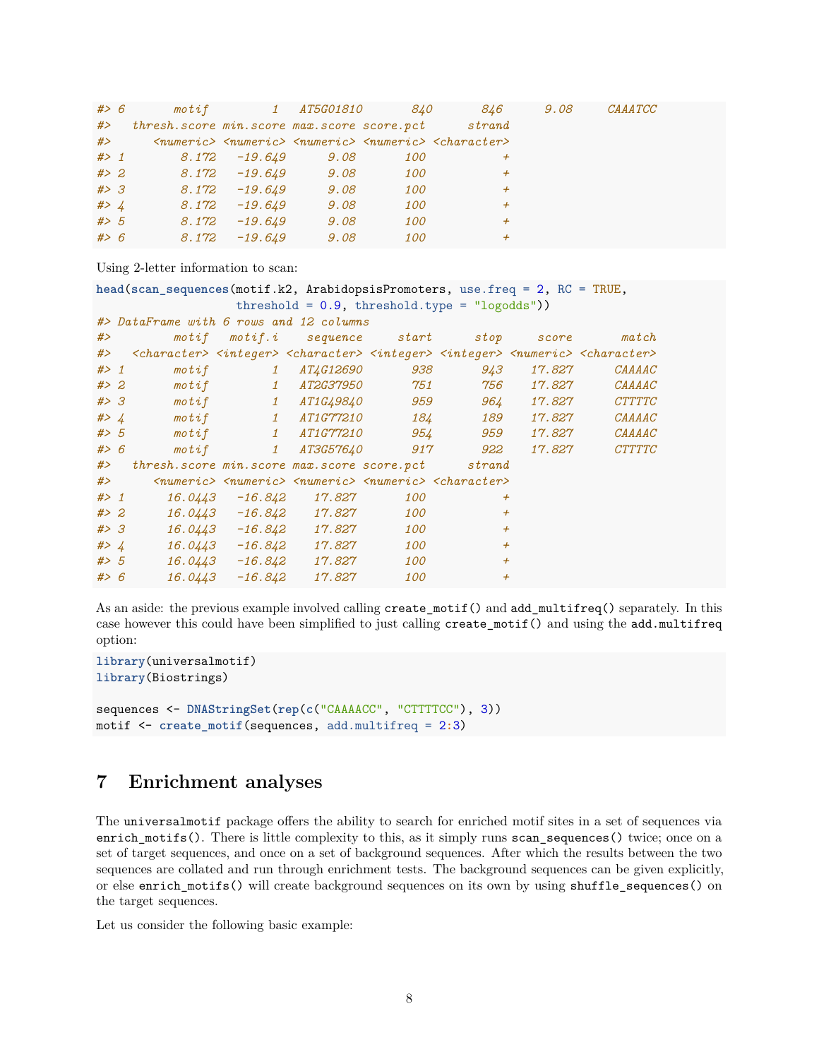```
#> 6       motif         1   AT5G01810       840       846      9.08     CAAATCC
#>   thresh.score min.score max.score score.pct      strand
#>      <numeric> <numeric> <numeric> <numeric> <character>
#> 1        8.172   -19.649      9.08       100           +
#> 2        8.172   -19.649      9.08       100           +
#> 3        8.172   -19.649      9.08       100           +
#> 4        8.172   -19.649      9.08       100           +
#> 5        8.172   -19.649      9.08       100           +
#> 6        8.172   -19.649      9.08       100           +
```

Using 2-letter information to scan:

```
head(scan_sequences(motif.k2, ArabidopsisPromoters, use.freq = 2, RC = TRUE,
                    threshold = 0.9, threshold.type = "logodds"))
#> DataFrame with 6 rows and 12 columns
#>         motif   motif.i    sequence     start      stop     score       match
#>   <character> <integer> <character> <integer> <integer> <numeric> <character>
#> 1       motif         1   AT4G12690       938       943    17.827      CAAAAC
#> 2       motif         1   AT2G37950       751       756    17.827      CAAAAC
#> 3       motif         1   AT1G49840       959       964    17.827      CTTTTC
#> 4       motif         1   AT1G77210       184       189    17.827      CAAAAC
#> 5       motif         1   AT1G77210       954       959    17.827      CAAAAC
#> 6       motif         1   AT3G57640       917       922    17.827      CTTTTC
#>   thresh.score min.score max.score score.pct      strand
#>      <numeric> <numeric> <numeric> <numeric> <character>
#> 1      16.0443   -16.842    17.827       100           +
#> 2      16.0443   -16.842    17.827       100           +
#> 3      16.0443   -16.842    17.827       100           +
#> 4      16.0443   -16.842    17.827       100           +
#> 5      16.0443   -16.842    17.827       100           +
#> 6      16.0443   -16.842    17.827       100           +
```

As an aside: the previous example involved calling `create_motif()` and `add_multifreq()` separately. In this case however this could have been simplified to just calling `create_motif()` and using the `add.multifreq` option:

```
library(universalmotif)
library(Biostrings)

sequences <- DNAStringSet(rep(c("CAAAACC", "CTTTTCC"), 3))
motif <- create_motif(sequences, add.multifreq = 2:3)
```

# 7 Enrichment analyses

The `universalmotif` package offers the ability to search for enriched motif sites in a set of sequences via `enrich_motifs()`. There is little complexity to this, as it simply runs `scan_sequences()` twice; once on a set of target sequences, and once on a set of background sequences. After which the results between the two sequences are collated and run through enrichment tests. The background sequences can be given explicitly, or else `enrich_motifs()` will create background sequences on its own by using `shuffle_sequences()` on the target sequences.

Let us consider the following basic example: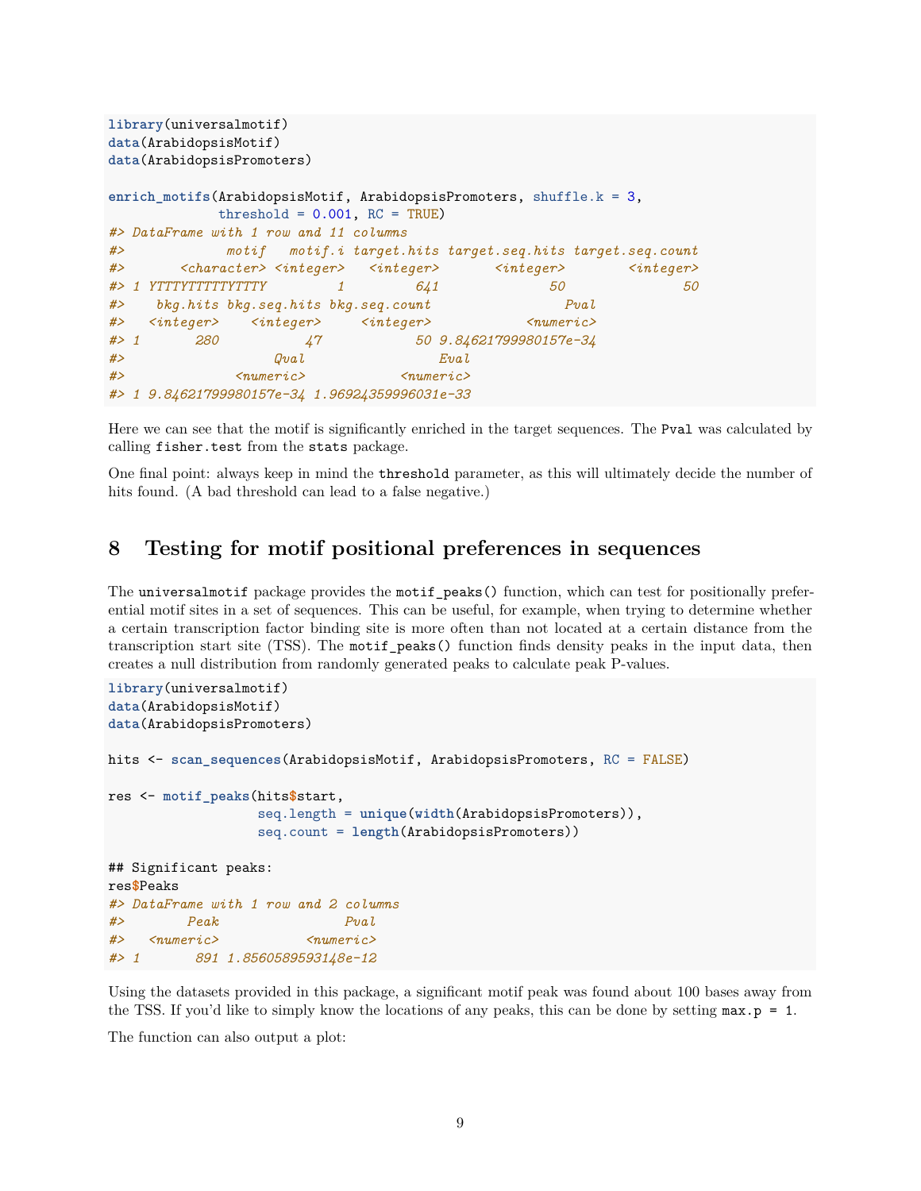```r
library(universalmotif)
data(ArabidopsisMotif)
data(ArabidopsisPromoters)

enrich_motifs(ArabidopsisMotif, ArabidopsisPromoters, shuffle.k = 3,
              threshold = 0.001, RC = TRUE)
#> DataFrame with 1 row and 11 columns
#>             motif   motif.i target.hits target.seq.hits target.seq.count
#>       <character> <integer>   <integer>       <integer>        <integer>
#> 1 YTTTYTTTTTYTTTY         1         641              50               50
#>    bkg.hits bkg.seq.hits bkg.seq.count                 Pval
#>   <integer>    <integer>     <integer>            <numeric>
#> 1       280           47            50 9.84621799980157e-34
#>                   Qval                 Eval
#>              <numeric>            <numeric>
#> 1 9.84621799980157e-34 1.96924359996031e-33
```

Here we can see that the motif is significantly enriched in the target sequences. The `Pval` was calculated by calling `fisher.test` from the `stats` package.

One final point: always keep in mind the `threshold` parameter, as this will ultimately decide the number of hits found. (A bad threshold can lead to a false negative.)

# 8 Testing for motif positional preferences in sequences

The `universalmotif` package provides the `motif_peaks()` function, which can test for positionally preferential motif sites in a set of sequences. This can be useful, for example, when trying to determine whether a certain transcription factor binding site is more often than not located at a certain distance from the transcription start site (TSS). The `motif_peaks()` function finds density peaks in the input data, then creates a null distribution from randomly generated peaks to calculate peak P-values.

```r
library(universalmotif)
data(ArabidopsisMotif)
data(ArabidopsisPromoters)

hits <- scan_sequences(ArabidopsisMotif, ArabidopsisPromoters, RC = FALSE)

res <- motif_peaks(hits$start,
                   seq.length = unique(width(ArabidopsisPromoters)),
                   seq.count = length(ArabidopsisPromoters))

## Significant peaks:
res$Peaks
#> DataFrame with 1 row and 2 columns
#>        Peak                Pval
#>   <numeric>           <numeric>
#> 1       891 1.8560589593148e-12
```

Using the datasets provided in this package, a significant motif peak was found about 100 bases away from the TSS. If you'd like to simply know the locations of any peaks, this can be done by setting `max.p = 1`.

The function can also output a plot: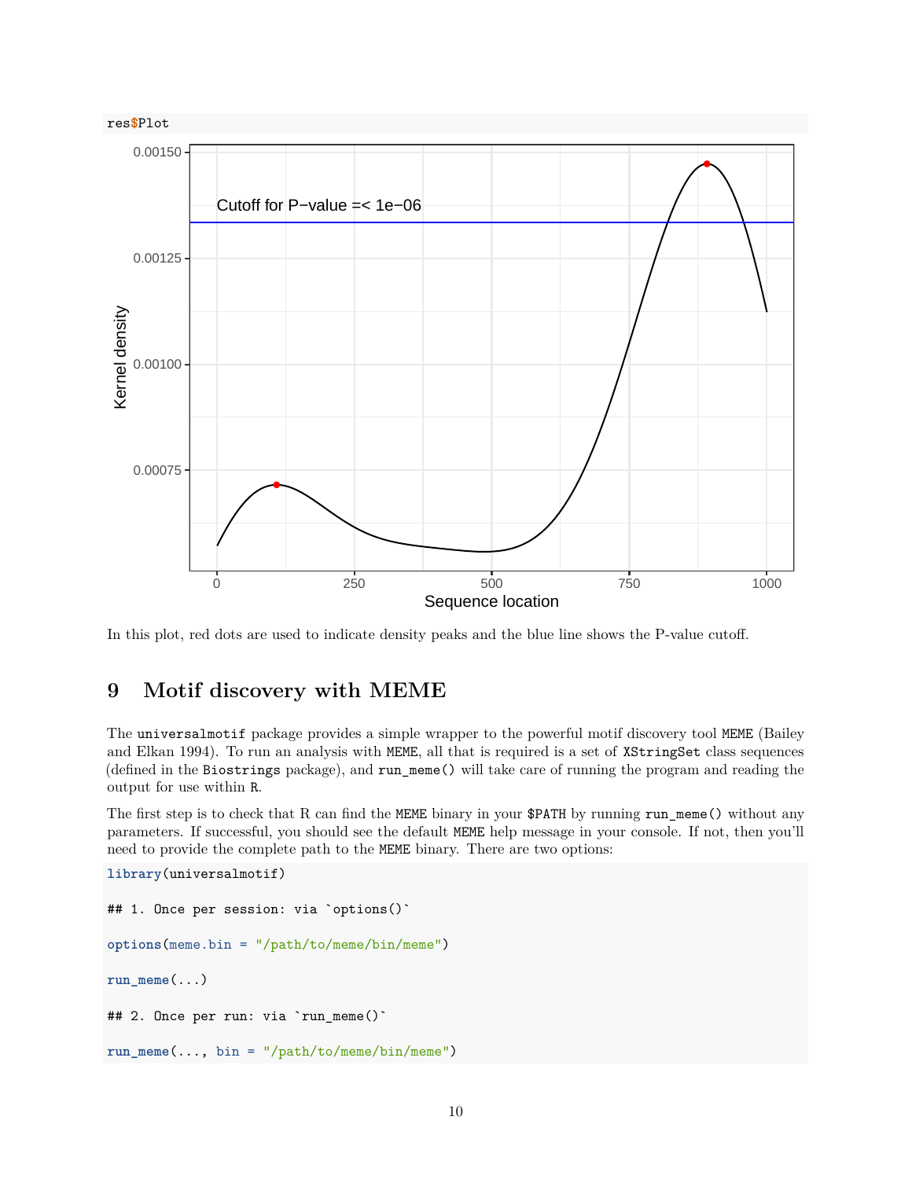```r
res$Plot
```

In this plot, red dots are used to indicate density peaks and the blue line shows the P-value cutoff.

# 9 Motif discovery with MEME

The `universalmotif` package provides a simple wrapper to the powerful motif discovery tool `MEME` (Bailey and Elkan 1994). To run an analysis with `MEME`, all that is required is a set of `XStringSet` class sequences (defined in the `Biostrings` package), and `run_meme()` will take care of running the program and reading the output for use within `R`.

The first step is to check that R can find the `MEME` binary in your `$PATH` by running `run_meme()` without any parameters. If successful, you should see the default `MEME` help message in your console. If not, then you'll need to provide the complete path to the `MEME` binary. There are two options:

```r
library(universalmotif)

## 1. Once per session: via `options()`

options(meme.bin = "/path/to/meme/bin/meme")

run_meme(...)

## 2. Once per run: via `run_meme()`

run_meme(..., bin = "/path/to/meme/bin/meme")
```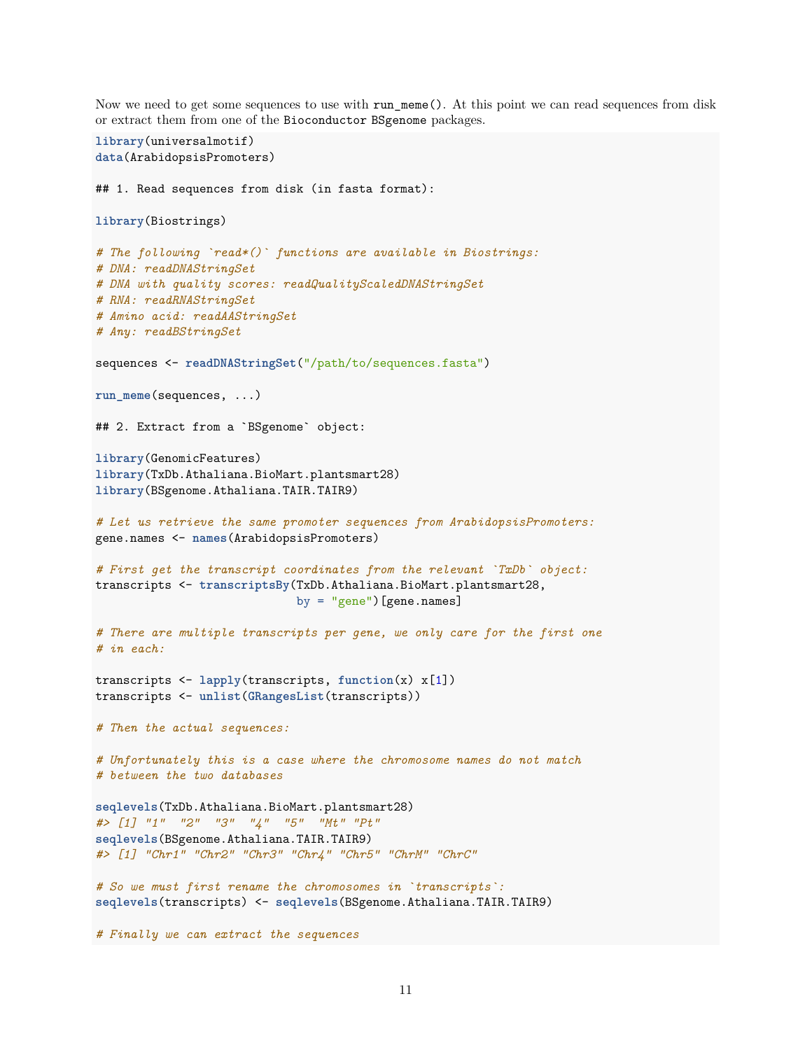Now we need to get some sequences to use with `run_meme()`. At this point we can read sequences from disk or extract them from one of the `Bioconductor` `BSgenome` packages.

```
library(universalmotif)
data(ArabidopsisPromoters)

## 1. Read sequences from disk (in fasta format):

library(Biostrings)

# The following `read*()` functions are available in Biostrings:
# DNA: readDNAStringSet
# DNA with quality scores: readQualityScaledDNAStringSet
# RNA: readRNAStringSet
# Amino acid: readAAStringSet
# Any: readBStringSet

sequences <- readDNAStringSet("/path/to/sequences.fasta")

run_meme(sequences, ...)

## 2. Extract from a `BSgenome` object:

library(GenomicFeatures)
library(TxDb.Athaliana.BioMart.plantsmart28)
library(BSgenome.Athaliana.TAIR.TAIR9)

# Let us retrieve the same promoter sequences from ArabidopsisPromoters:
gene.names <- names(ArabidopsisPromoters)

# First get the transcript coordinates from the relevant `TxDb` object:
transcripts <- transcriptsBy(TxDb.Athaliana.BioMart.plantsmart28,
                             by = "gene")[gene.names]

# There are multiple transcripts per gene, we only care for the first one
# in each:

transcripts <- lapply(transcripts, function(x) x[1])
transcripts <- unlist(GRangesList(transcripts))

# Then the actual sequences:

# Unfortunately this is a case where the chromosome names do not match
# between the two databases

seqlevels(TxDb.Athaliana.BioMart.plantsmart28)
#> [1] "1"  "2"  "3"  "4"  "5"  "Mt" "Pt"
seqlevels(BSgenome.Athaliana.TAIR.TAIR9)
#> [1] "Chr1" "Chr2" "Chr3" "Chr4" "Chr5" "ChrM" "ChrC"

# So we must first rename the chromosomes in `transcripts`:
seqlevels(transcripts) <- seqlevels(BSgenome.Athaliana.TAIR.TAIR9)

# Finally we can extract the sequences
```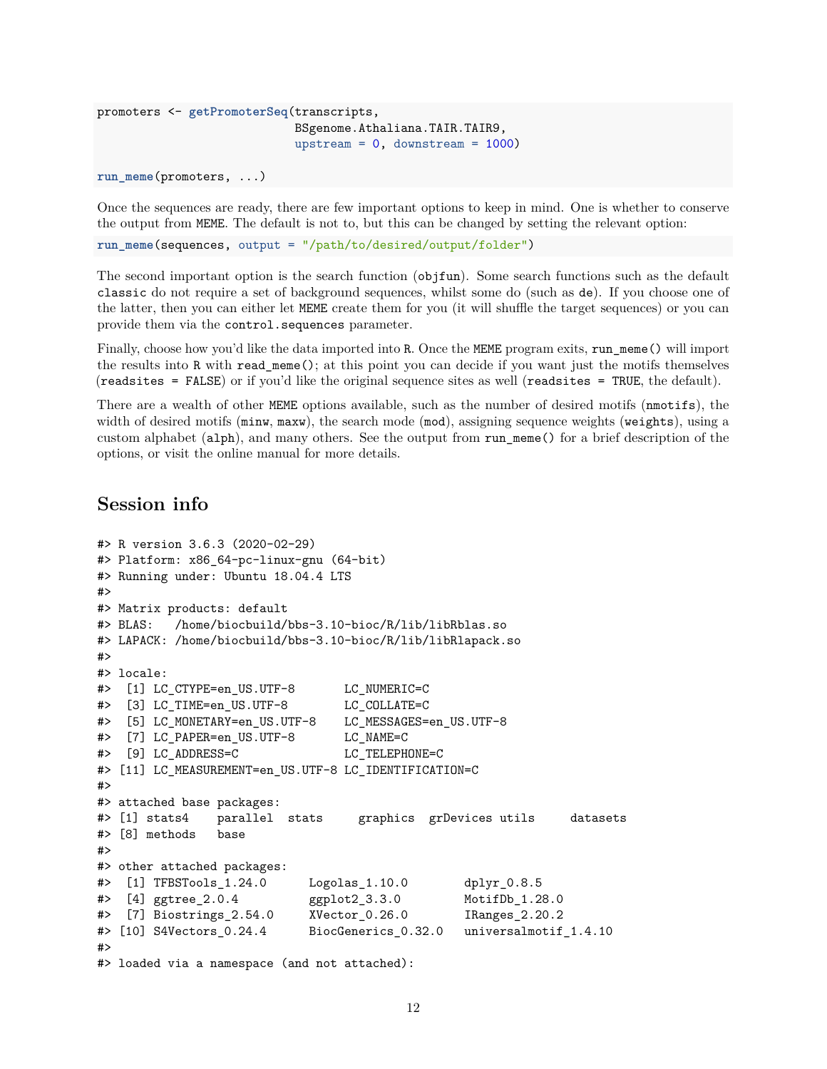```r
promoters <- getPromoterSeq(transcripts,
                            BSgenome.Athaliana.TAIR.TAIR9,
                            upstream = 0, downstream = 1000)

run_meme(promoters, ...)
```

Once the sequences are ready, there are few important options to keep in mind. One is whether to conserve the output from `MEME`. The default is not to, but this can be changed by setting the relevant option:

```r
run_meme(sequences, output = "/path/to/desired/output/folder")
```

The second important option is the search function (`objfun`). Some search functions such as the default `classic` do not require a set of background sequences, whilst some do (such as `de`). If you choose one of the latter, then you can either let `MEME` create them for you (it will shuffle the target sequences) or you can provide them via the `control.sequences` parameter.

Finally, choose how you'd like the data imported into `R`. Once the `MEME` program exits, `run_meme()` will import the results into `R` with `read_meme()`; at this point you can decide if you want just the motifs themselves (`readsites = FALSE`) or if you'd like the original sequence sites as well (`readsites = TRUE`, the default).

There are a wealth of other `MEME` options available, such as the number of desired motifs (`nmotifs`), the width of desired motifs (`minw`, `maxw`), the search mode (`mod`), assigning sequence weights (`weights`), using a custom alphabet (`alph`), and many others. See the output from `run_meme()` for a brief description of the options, or visit the online manual for more details.

## Session info

```
#> R version 3.6.3 (2020-02-29)
#> Platform: x86_64-pc-linux-gnu (64-bit)
#> Running under: Ubuntu 18.04.4 LTS
#>
#> Matrix products: default
#> BLAS:   /home/biocbuild/bbs-3.10-bioc/R/lib/libRblas.so
#> LAPACK: /home/biocbuild/bbs-3.10-bioc/R/lib/libRlapack.so
#>
#> locale:
#>  [1] LC_CTYPE=en_US.UTF-8       LC_NUMERIC=C
#>  [3] LC_TIME=en_US.UTF-8        LC_COLLATE=C
#>  [5] LC_MONETARY=en_US.UTF-8    LC_MESSAGES=en_US.UTF-8
#>  [7] LC_PAPER=en_US.UTF-8       LC_NAME=C
#>  [9] LC_ADDRESS=C               LC_TELEPHONE=C
#> [11] LC_MEASUREMENT=en_US.UTF-8 LC_IDENTIFICATION=C
#>
#> attached base packages:
#> [1] stats4    parallel  stats     graphics  grDevices utils     datasets
#> [8] methods   base
#>
#> other attached packages:
#>  [1] TFBSTools_1.24.0      Logolas_1.10.0        dplyr_0.8.5
#>  [4] ggtree_2.0.4          ggplot2_3.3.0         MotifDb_1.28.0
#>  [7] Biostrings_2.54.0     XVector_0.26.0        IRanges_2.20.2
#> [10] S4Vectors_0.24.4      BiocGenerics_0.32.0   universalmotif_1.4.10
#>
#> loaded via a namespace (and not attached):
```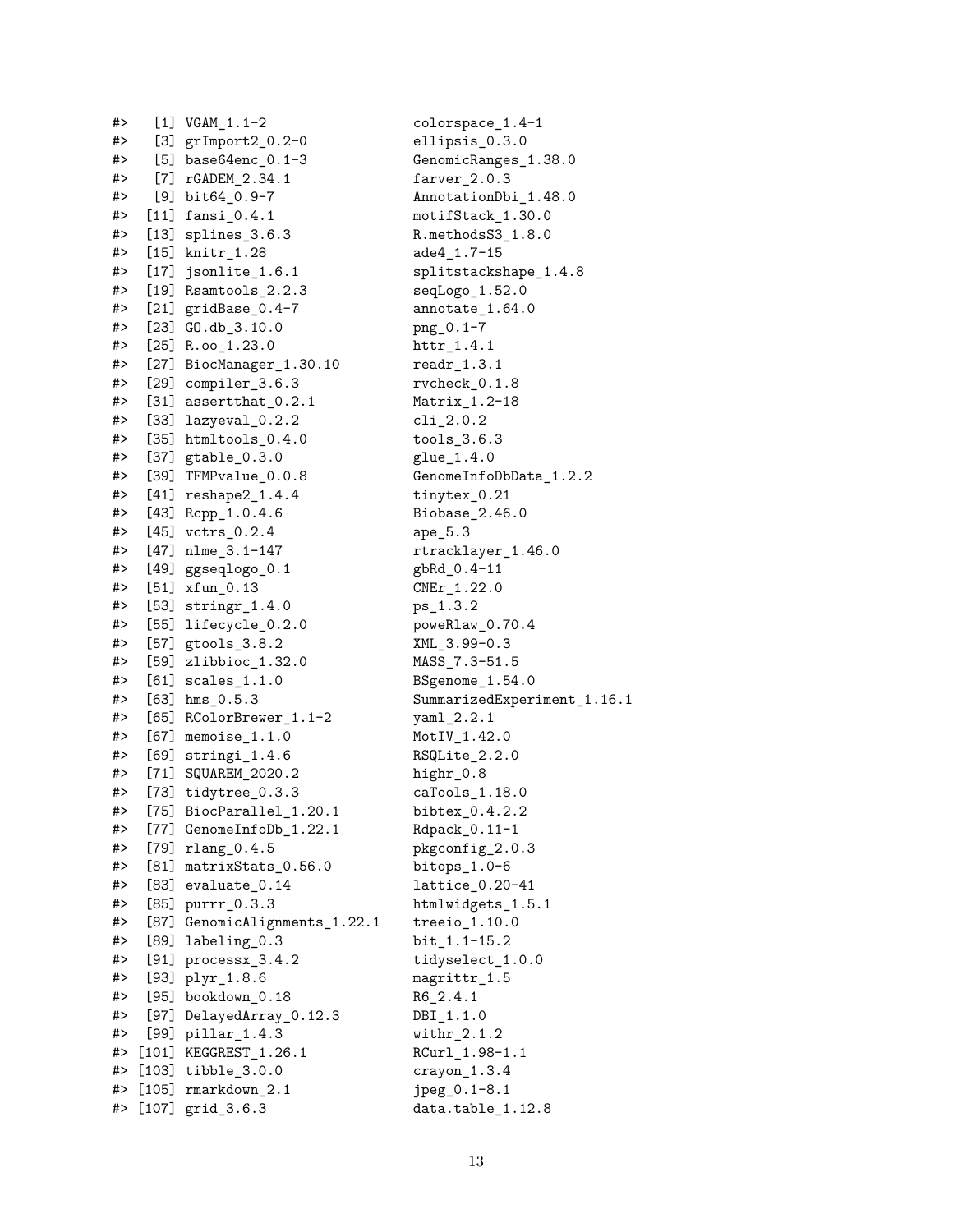```
#>   [1] VGAM_1.1-2                  colorspace_1.4-1
#>   [3] grImport2_0.2-0             ellipsis_0.3.0
#>   [5] base64enc_0.1-3             GenomicRanges_1.38.0
#>   [7] rGADEM_2.34.1               farver_2.0.3
#>   [9] bit64_0.9-7                 AnnotationDbi_1.48.0
#>  [11] fansi_0.4.1                 motifStack_1.30.0
#>  [13] splines_3.6.3               R.methodsS3_1.8.0
#>  [15] knitr_1.28                  ade4_1.7-15
#>  [17] jsonlite_1.6.1              splitstackshape_1.4.8
#>  [19] Rsamtools_2.2.3             seqLogo_1.52.0
#>  [21] gridBase_0.4-7              annotate_1.64.0
#>  [23] GO.db_3.10.0                png_0.1-7
#>  [25] R.oo_1.23.0                 httr_1.4.1
#>  [27] BiocManager_1.30.10         readr_1.3.1
#>  [29] compiler_3.6.3              rvcheck_0.1.8
#>  [31] assertthat_0.2.1            Matrix_1.2-18
#>  [33] lazyeval_0.2.2              cli_2.0.2
#>  [35] htmltools_0.4.0             tools_3.6.3
#>  [37] gtable_0.3.0                glue_1.4.0
#>  [39] TFMPvalue_0.0.8             GenomeInfoDbData_1.2.2
#>  [41] reshape2_1.4.4              tinytex_0.21
#>  [43] Rcpp_1.0.4.6                Biobase_2.46.0
#>  [45] vctrs_0.2.4                 ape_5.3
#>  [47] nlme_3.1-147                rtracklayer_1.46.0
#>  [49] ggseqlogo_0.1               gbRd_0.4-11
#>  [51] xfun_0.13                   CNEr_1.22.0
#>  [53] stringr_1.4.0               ps_1.3.2
#>  [55] lifecycle_0.2.0             poweRlaw_0.70.4
#>  [57] gtools_3.8.2                XML_3.99-0.3
#>  [59] zlibbioc_1.32.0             MASS_7.3-51.5
#>  [61] scales_1.1.0                BSgenome_1.54.0
#>  [63] hms_0.5.3                   SummarizedExperiment_1.16.1
#>  [65] RColorBrewer_1.1-2          yaml_2.2.1
#>  [67] memoise_1.1.0               MotIV_1.42.0
#>  [69] stringi_1.4.6               RSQLite_2.2.0
#>  [71] SQUAREM_2020.2              highr_0.8
#>  [73] tidytree_0.3.3              caTools_1.18.0
#>  [75] BiocParallel_1.20.1         bibtex_0.4.2.2
#>  [77] GenomeInfoDb_1.22.1         Rdpack_0.11-1
#>  [79] rlang_0.4.5                 pkgconfig_2.0.3
#>  [81] matrixStats_0.56.0          bitops_1.0-6
#>  [83] evaluate_0.14               lattice_0.20-41
#>  [85] purrr_0.3.3                 htmlwidgets_1.5.1
#>  [87] GenomicAlignments_1.22.1    treeio_1.10.0
#>  [89] labeling_0.3                bit_1.1-15.2
#>  [91] processx_3.4.2              tidyselect_1.0.0
#>  [93] plyr_1.8.6                  magrittr_1.5
#>  [95] bookdown_0.18               R6_2.4.1
#>  [97] DelayedArray_0.12.3         DBI_1.1.0
#>  [99] pillar_1.4.3                withr_2.1.2
#> [101] KEGGREST_1.26.1             RCurl_1.98-1.1
#> [103] tibble_3.0.0                crayon_1.3.4
#> [105] rmarkdown_2.1               jpeg_0.1-8.1
#> [107] grid_3.6.3                  data.table_1.12.8
```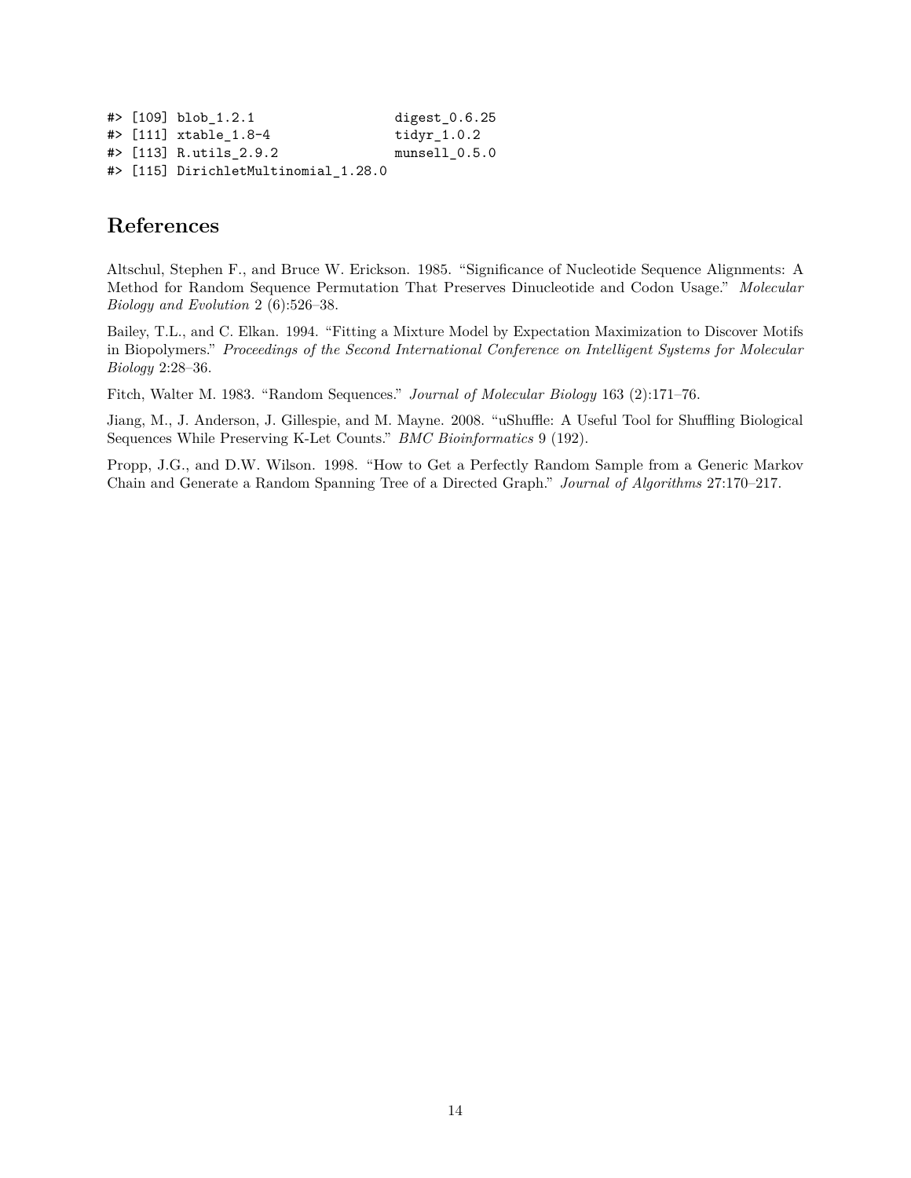```
#> [109] blob_1.2.1                   digest_0.6.25
#> [111] xtable_1.8-4                 tidyr_1.0.2
#> [113] R.utils_2.9.2                munsell_0.5.0
#> [115] DirichletMultinomial_1.28.0
```

## References

Altschul, Stephen F., and Bruce W. Erickson. 1985. "Significance of Nucleotide Sequence Alignments: A Method for Random Sequence Permutation That Preserves Dinucleotide and Codon Usage." *Molecular Biology and Evolution* 2 (6):526–38.

Bailey, T.L., and C. Elkan. 1994. "Fitting a Mixture Model by Expectation Maximization to Discover Motifs in Biopolymers." *Proceedings of the Second International Conference on Intelligent Systems for Molecular Biology* 2:28–36.

Fitch, Walter M. 1983. "Random Sequences." *Journal of Molecular Biology* 163 (2):171–76.

Jiang, M., J. Anderson, J. Gillespie, and M. Mayne. 2008. "uShuffle: A Useful Tool for Shuffling Biological Sequences While Preserving K-Let Counts." *BMC Bioinformatics* 9 (192).

Propp, J.G., and D.W. Wilson. 1998. "How to Get a Perfectly Random Sample from a Generic Markov Chain and Generate a Random Spanning Tree of a Directed Graph." *Journal of Algorithms* 27:170–217.